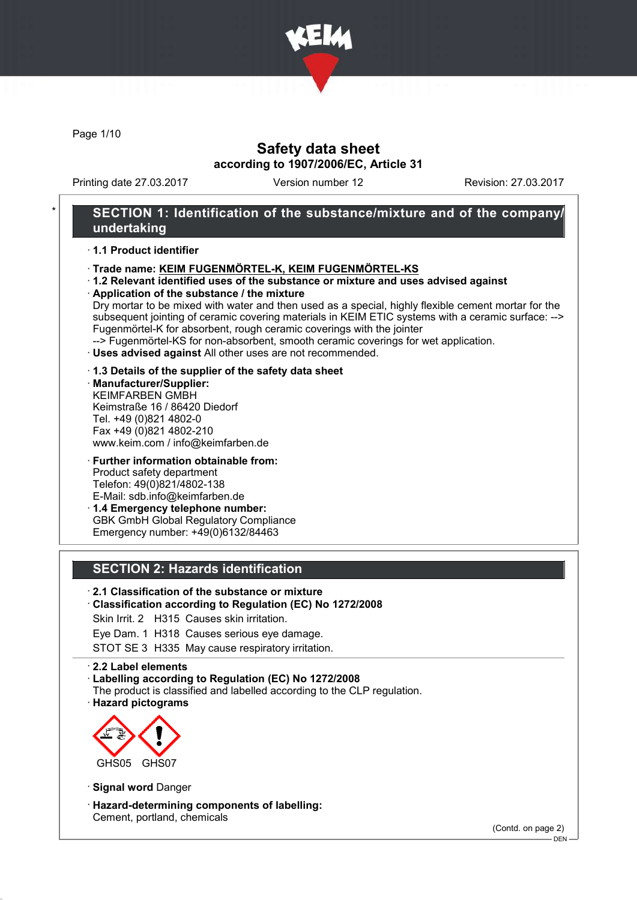# Safety data sheet

**according to 1907/2006/EC, Article 31**

Printing date 27.03.2017 Version number 12 Revision: 27.03.2017

## SECTION 1: Identification of the substance/mixture and of the company/undertaking

- **1.1 Product identifier**
- **Trade name: KEIM FUGENMÖRTEL-K, KEIM FUGENMÖRTEL-KS**
- **1.2 Relevant identified uses of the substance or mixture and uses advised against**
- **Application of the substance / the mixture**
  Dry mortar to be mixed with water and then used as a special, highly flexible cement mortar for the subsequent jointing of ceramic covering materials in KEIM ETIC systems with a ceramic surface: --> Fugenmörtel-K for absorbent, rough ceramic coverings with the jointer
  --> Fugenmörtel-KS for non-absorbent, smooth ceramic coverings for wet application.
- **Uses advised against** All other uses are not recommended.

- **1.3 Details of the supplier of the safety data sheet**
- **Manufacturer/Supplier:**
  KEIMFARBEN GMBH
  Keimstraße 16 / 86420 Diedorf
  Tel. +49 (0)821 4802-0
  Fax +49 (0)821 4802-210
  www.keim.com / info@keimfarben.de

- **Further information obtainable from:**
  Product safety department
  Telefon: 49(0)821/4802-138
  E-Mail: sdb.info@keimfarben.de
- **1.4 Emergency telephone number:**
  GBK GmbH Global Regulatory Compliance
  Emergency number: +49(0)6132/84463

## SECTION 2: Hazards identification

- **2.1 Classification of the substance or mixture**
- **Classification according to Regulation (EC) No 1272/2008**

Skin Irrit. 2 H315 Causes skin irritation.

Eye Dam. 1 H318 Causes serious eye damage.

STOT SE 3 H335 May cause respiratory irritation.

- **2.2 Label elements**
- **Labelling according to Regulation (EC) No 1272/2008**
  The product is classified and labelled according to the CLP regulation.
- **Hazard pictograms**

GHS05 GHS07

- **Signal word** Danger

- **Hazard-determining components of labelling:**
  Cement, portland, chemicals

(Contd. on page 2)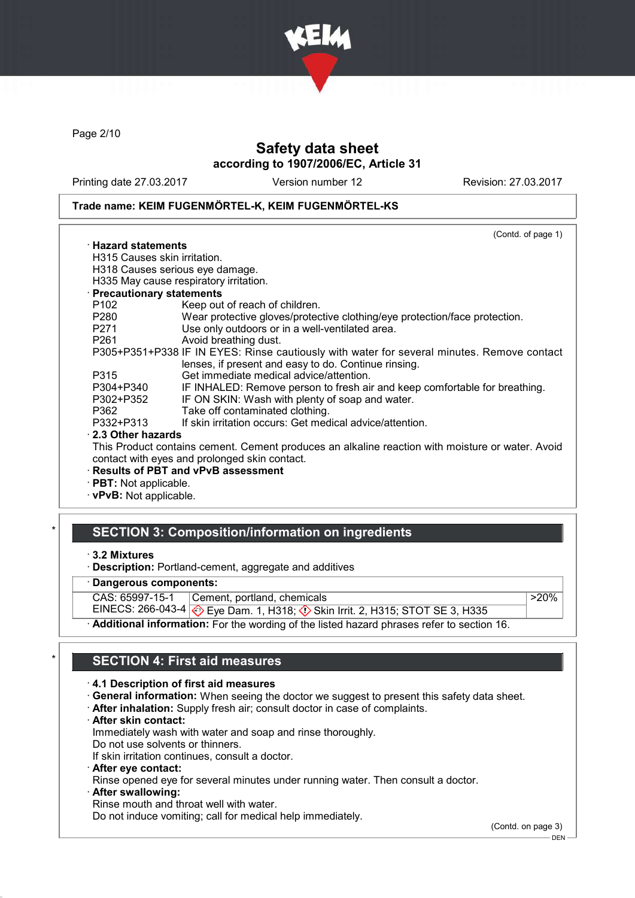Trade name: KEIM FUGENMÖRTEL-K, KEIM FUGENMÖRTEL-KS

(Contd. of page 1)

· **Hazard statements**

H315 Causes skin irritation.
H318 Causes serious eye damage.
H335 May cause respiratory irritation.

· **Precautionary statements**

| | |
|---|---|
| P102 | Keep out of reach of children. |
| P280 | Wear protective gloves/protective clothing/eye protection/face protection. |
| P271 | Use only outdoors or in a well-ventilated area. |
| P261 | Avoid breathing dust. |
| P305+P351+P338 | IF IN EYES: Rinse cautiously with water for several minutes. Remove contact lenses, if present and easy to do. Continue rinsing. |
| P315 | Get immediate medical advice/attention. |
| P304+P340 | IF INHALED: Remove person to fresh air and keep comfortable for breathing. |
| P302+P352 | IF ON SKIN: Wash with plenty of soap and water. |
| P362 | Take off contaminated clothing. |
| P332+P313 | If skin irritation occurs: Get medical advice/attention. |

· **2.3 Other hazards**

This Product contains cement. Cement produces an alkaline reaction with moisture or water. Avoid contact with eyes and prolonged skin contact.

· **Results of PBT and vPvB assessment**
· **PBT:** Not applicable.
· **vPvB:** Not applicable.

## * SECTION 3: Composition/information on ingredients

· **3.2 Mixtures**
· **Description:** Portland-cement, aggregate and additives

· **Dangerous components:**

| | | |
|---|---|---|
| CAS: 65997-15-1<br>EINECS: 266-043-4 | Cement, portland, chemicals<br>Eye Dam. 1, H318; Skin Irrit. 2, H315; STOT SE 3, H335 | >20% |

· **Additional information:** For the wording of the listed hazard phrases refer to section 16.

## * SECTION 4: First aid measures

· **4.1 Description of first aid measures**
· **General information:** When seeing the doctor we suggest to present this safety data sheet.
· **After inhalation:** Supply fresh air; consult doctor in case of complaints.
· **After skin contact:**

Immediately wash with water and soap and rinse thoroughly.
Do not use solvents or thinners.
If skin irritation continues, consult a doctor.

· **After eye contact:**

Rinse opened eye for several minutes under running water. Then consult a doctor.

· **After swallowing:**

Rinse mouth and throat well with water.
Do not induce vomiting; call for medical help immediately.

(Contd. on page 3)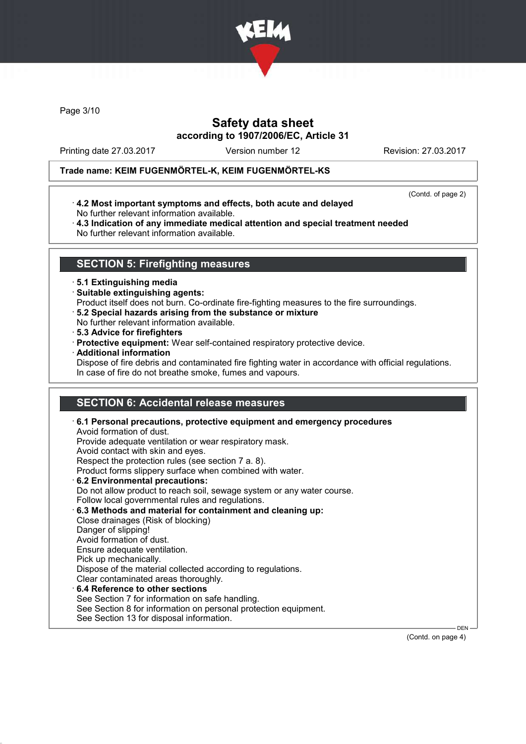**Trade name: KEIM FUGENMÖRTEL-K, KEIM FUGENMÖRTEL-KS**

(Contd. of page 2)

· **4.2 Most important symptoms and effects, both acute and delayed**
No further relevant information available.

· **4.3 Indication of any immediate medical attention and special treatment needed**
No further relevant information available.

## SECTION 5: Firefighting measures

· **5.1 Extinguishing media**

· **Suitable extinguishing agents:**
Product itself does not burn. Co-ordinate fire-fighting measures to the fire surroundings.

· **5.2 Special hazards arising from the substance or mixture**
No further relevant information available.

· **5.3 Advice for firefighters**

· **Protective equipment:** Wear self-contained respiratory protective device.

· **Additional information**
Dispose of fire debris and contaminated fire fighting water in accordance with official regulations.
In case of fire do not breathe smoke, fumes and vapours.

## SECTION 6: Accidental release measures

· **6.1 Personal precautions, protective equipment and emergency procedures**
Avoid formation of dust.
Provide adequate ventilation or wear respiratory mask.
Avoid contact with skin and eyes.
Respect the protection rules (see section 7 a. 8).
Product forms slippery surface when combined with water.

· **6.2 Environmental precautions:**
Do not allow product to reach soil, sewage system or any water course.
Follow local governmental rules and regulations.

· **6.3 Methods and material for containment and cleaning up:**
Close drainages (Risk of blocking)
Danger of slipping!
Avoid formation of dust.
Ensure adequate ventilation.
Pick up mechanically.
Dispose of the material collected according to regulations.
Clear contaminated areas thoroughly.

· **6.4 Reference to other sections**
See Section 7 for information on safe handling.
See Section 8 for information on personal protection equipment.
See Section 13 for disposal information.

(Contd. on page 4)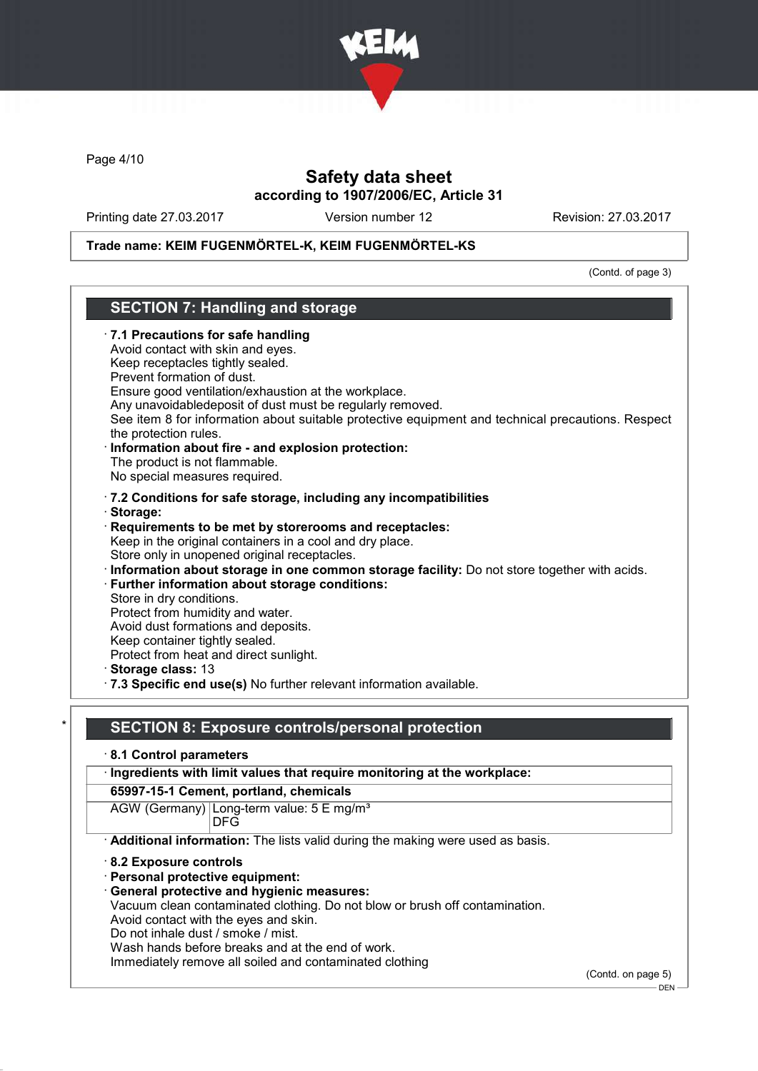Trade name: KEIM FUGENMÖRTEL-K, KEIM FUGENMÖRTEL-KS

(Contd. of page 3)

## SECTION 7: Handling and storage

· **7.1 Precautions for safe handling**
Avoid contact with skin and eyes.
Keep receptacles tightly sealed.
Prevent formation of dust.
Ensure good ventilation/exhaustion at the workplace.
Any unavoidabledeposit of dust must be regularly removed.
See item 8 for information about suitable protective equipment and technical precautions. Respect the protection rules.
· **Information about fire - and explosion protection:**
The product is not flammable.
No special measures required.

· **7.2 Conditions for safe storage, including any incompatibilities**
· **Storage:**
· **Requirements to be met by storerooms and receptacles:**
Keep in the original containers in a cool and dry place.
Store only in unopened original receptacles.
· **Information about storage in one common storage facility:** Do not store together with acids.
· **Further information about storage conditions:**
Store in dry conditions.
Protect from humidity and water.
Avoid dust formations and deposits.
Keep container tightly sealed.
Protect from heat and direct sunlight.
· **Storage class:** 13
· **7.3 Specific end use(s)** No further relevant information available.

\* 

## SECTION 8: Exposure controls/personal protection

· **8.1 Control parameters**

| · **Ingredients with limit values that require monitoring at the workplace:** | |
|---|---|
| **65997-15-1 Cement, portland, chemicals** | |
| AGW (Germany) | Long-term value: 5 E mg/m³<br>DFG |

· **Additional information:** The lists valid during the making were used as basis.

· **8.2 Exposure controls**
· **Personal protective equipment:**
· **General protective and hygienic measures:**
Vacuum clean contaminated clothing. Do not blow or brush off contamination.
Avoid contact with the eyes and skin.
Do not inhale dust / smoke / mist.
Wash hands before breaks and at the end of work.
Immediately remove all soiled and contaminated clothing

(Contd. on page 5)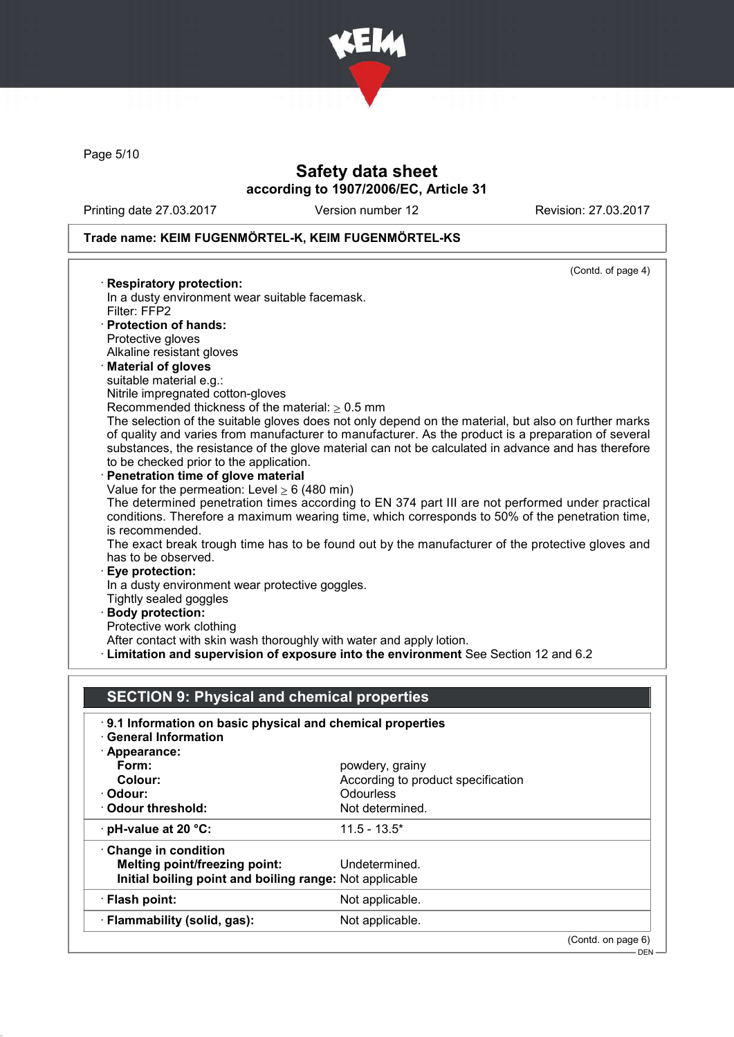**Safety data sheet**
**according to 1907/2006/EC, Article 31**

Printing date 27.03.2017 Version number 12 Revision: 27.03.2017

**Trade name: KEIM FUGENMÖRTEL-K, KEIM FUGENMÖRTEL-KS**

(Contd. of page 4)

· **Respiratory protection:**
In a dusty environment wear suitable facemask.
Filter: FFP2

· **Protection of hands:**
Protective gloves
Alkaline resistant gloves

· **Material of gloves**
suitable material e.g.:
Nitrile impregnated cotton-gloves
Recommended thickness of the material: $\geq$ 0.5 mm
The selection of the suitable gloves does not only depend on the material, but also on further marks of quality and varies from manufacturer to manufacturer. As the product is a preparation of several substances, the resistance of the glove material can not be calculated in advance and has therefore to be checked prior to the application.

· **Penetration time of glove material**
Value for the permeation: Level $\geq$ 6 (480 min)
The determined penetration times according to EN 374 part III are not performed under practical conditions. Therefore a maximum wearing time, which corresponds to 50% of the penetration time, is recommended.
The exact break trough time has to be found out by the manufacturer of the protective gloves and has to be observed.

· **Eye protection:**
In a dusty environment wear protective goggles.
Tightly sealed goggles

· **Body protection:**
Protective work clothing
After contact with skin wash thoroughly with water and apply lotion.

· **Limitation and supervision of exposure into the environment** See Section 12 and 6.2

## SECTION 9: Physical and chemical properties

· **9.1 Information on basic physical and chemical properties**
· **General Information**

| | |
|---|---|
| · **Appearance:** | |
| **Form:** | powdery, grainy |
| **Colour:** | According to product specification |
| · **Odour:** | Odourless |
| · **Odour threshold:** | Not determined. |
| · **pH-value at 20 °C:** | 11.5 - 13.5* |
| · **Change in condition** | |
| **Melting point/freezing point:** | Undetermined. |
| **Initial boiling point and boiling range:** | Not applicable |
| · **Flash point:** | Not applicable. |
| · **Flammability (solid, gas):** | Not applicable. |

(Contd. on page 6)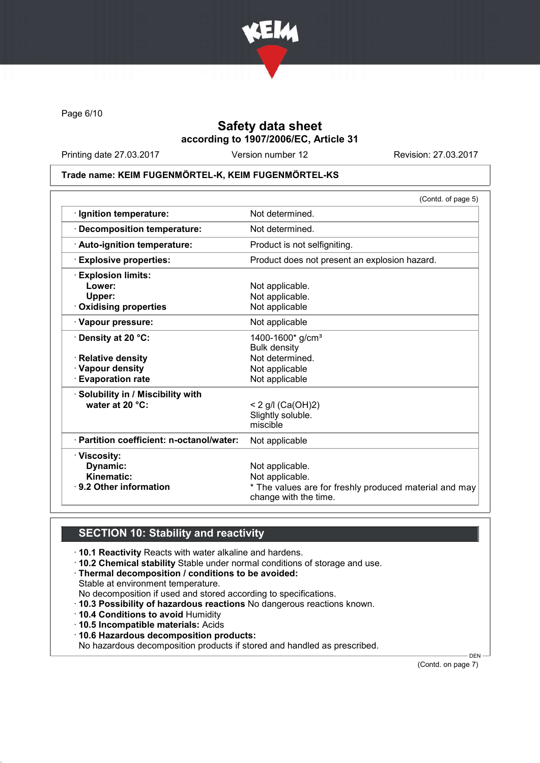Page 6/10

# Safety data sheet
## according to 1907/2006/EC, Article 31

Printing date 27.03.2017 | Version number 12 | Revision: 27.03.2017

**Trade name: KEIM FUGENMÖRTEL-K, KEIM FUGENMÖRTEL-KS**

(Contd. of page 5)

| | |
|---|---|
| · **Ignition temperature:** | Not determined. |
| · **Decomposition temperature:** | Not determined. |
| · **Auto-ignition temperature:** | Product is not selfigniting. |
| · **Explosive properties:** | Product does not present an explosion hazard. |
| · **Explosion limits:** | |
| **Lower:** | Not applicable. |
| **Upper:** | Not applicable. |
| · **Oxidising properties** | Not applicable |
| · **Vapour pressure:** | Not applicable |
| · **Density at 20 °C:** | 1400-1600* g/cm³ Bulk density |
| · **Relative density** | Not determined. |
| · **Vapour density** | Not applicable |
| · **Evaporation rate** | Not applicable |
| · **Solubility in / Miscibility with water at 20 °C:** | < 2 g/l ($Ca(OH)_2$) Slightly soluble. miscible |
| · **Partition coefficient: n-octanol/water:** | Not applicable |
| · **Viscosity:** | |
| **Dynamic:** | Not applicable. |
| **Kinematic:** | Not applicable. |
| · **9.2 Other information** | * The values are for freshly produced material and may change with the time. |

## SECTION 10: Stability and reactivity

· **10.1 Reactivity** Reacts with water alkaline and hardens.
· **10.2 Chemical stability** Stable under normal conditions of storage and use.
· **Thermal decomposition / conditions to be avoided:**
Stable at environment temperature.
No decomposition if used and stored according to specifications.
· **10.3 Possibility of hazardous reactions** No dangerous reactions known.
· **10.4 Conditions to avoid** Humidity
· **10.5 Incompatible materials:** Acids
· **10.6 Hazardous decomposition products:**
No hazardous decomposition products if stored and handled as prescribed.

(Contd. on page 7)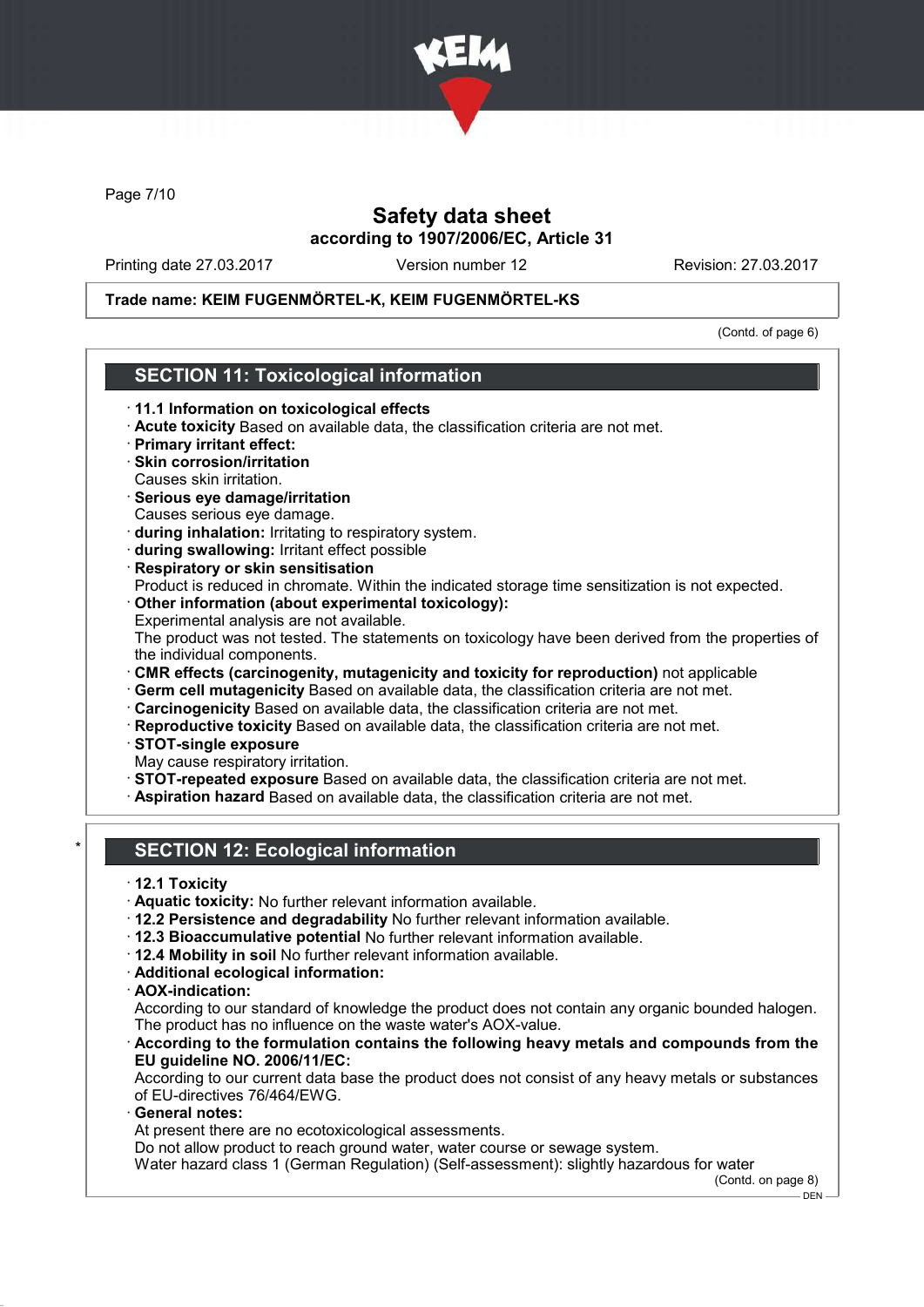# Safety data sheet
## according to 1907/2006/EC, Article 31

Printing date 27.03.2017 | Version number 12 | Revision: 27.03.2017

**Trade name: KEIM FUGENMÖRTEL-K, KEIM FUGENMÖRTEL-KS**

(Contd. of page 6)

## SECTION 11: Toxicological information

- **11.1 Information on toxicological effects**
- **Acute toxicity** Based on available data, the classification criteria are not met.
- **Primary irritant effect:**
- **Skin corrosion/irritation**
  Causes skin irritation.
- **Serious eye damage/irritation**
  Causes serious eye damage.
- **during inhalation:** Irritating to respiratory system.
- **during swallowing:** Irritant effect possible
- **Respiratory or skin sensitisation**
  Product is reduced in chromate. Within the indicated storage time sensitization is not expected.
- **Other information (about experimental toxicology):**
  Experimental analysis are not available.
  The product was not tested. The statements on toxicology have been derived from the properties of the individual components.
- **CMR effects (carcinogenity, mutagenicity and toxicity for reproduction)** not applicable
- **Germ cell mutagenicity** Based on available data, the classification criteria are not met.
- **Carcinogenicity** Based on available data, the classification criteria are not met.
- **Reproductive toxicity** Based on available data, the classification criteria are not met.
- **STOT-single exposure**
  May cause respiratory irritation.
- **STOT-repeated exposure** Based on available data, the classification criteria are not met.
- **Aspiration hazard** Based on available data, the classification criteria are not met.

## SECTION 12: Ecological information

- **12.1 Toxicity**
- **Aquatic toxicity:** No further relevant information available.
- **12.2 Persistence and degradability** No further relevant information available.
- **12.3 Bioaccumulative potential** No further relevant information available.
- **12.4 Mobility in soil** No further relevant information available.
- **Additional ecological information:**
- **AOX-indication:**
  According to our standard of knowledge the product does not contain any organic bounded halogen. The product has no influence on the waste water's AOX-value.
- **According to the formulation contains the following heavy metals and compounds from the EU guideline NO. 2006/11/EC:**
  According to our current data base the product does not consist of any heavy metals or substances of EU-directives 76/464/EWG.
- **General notes:**
  At present there are no ecotoxicological assessments.
  Do not allow product to reach ground water, water course or sewage system.
  Water hazard class 1 (German Regulation) (Self-assessment): slightly hazardous for water

(Contd. on page 8)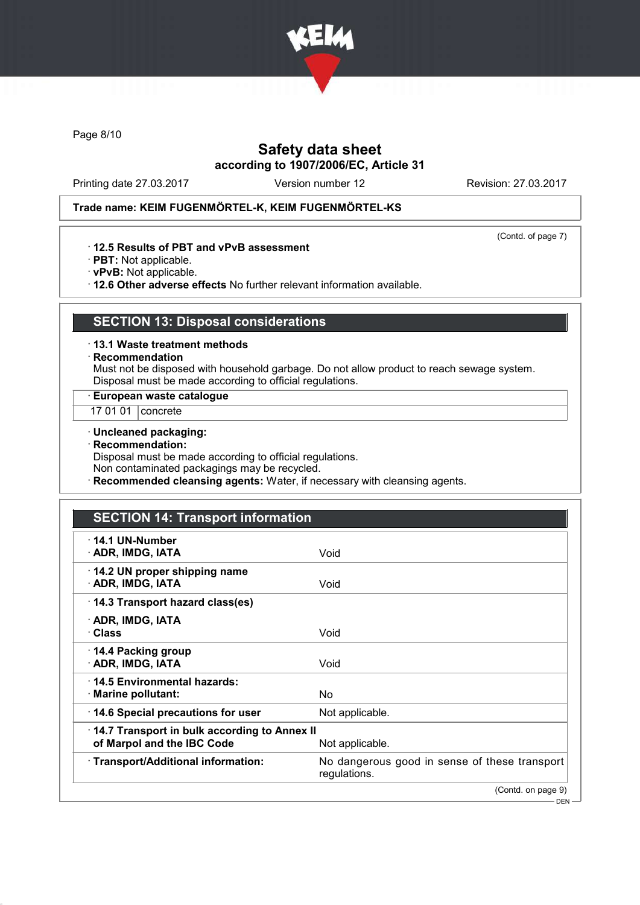**Trade name: KEIM FUGENMÖRTEL-K, KEIM FUGENMÖRTEL-KS**

(Contd. of page 7)

· **12.5 Results of PBT and vPvB assessment**
· **PBT:** Not applicable.
· **vPvB:** Not applicable.
· **12.6 Other adverse effects** No further relevant information available.

## SECTION 13: Disposal considerations

· **13.1 Waste treatment methods**
· **Recommendation**
Must not be disposed with household garbage. Do not allow product to reach sewage system.
Disposal must be made according to official regulations.

| · European waste catalogue | |
|---|---|
| 17 01 01 | concrete |

· **Uncleaned packaging:**
· **Recommendation:**
Disposal must be made according to official regulations.
Non contaminated packagings may be recycled.
· **Recommended cleansing agents:** Water, if necessary with cleansing agents.

## SECTION 14: Transport information

| | |
|---|---|
| · **14.1 UN-Number**<br>· **ADR, IMDG, IATA** | Void |
| · **14.2 UN proper shipping name**<br>· **ADR, IMDG, IATA** | Void |
| · **14.3 Transport hazard class(es)**<br>· **ADR, IMDG, IATA**<br>· **Class** | Void |
| · **14.4 Packing group**<br>· **ADR, IMDG, IATA** | Void |
| · **14.5 Environmental hazards:**<br>· **Marine pollutant:** | No |
| · **14.6 Special precautions for user** | Not applicable. |
| · **14.7 Transport in bulk according to Annex II of Marpol and the IBC Code** | Not applicable. |
| · **Transport/Additional information:** | No dangerous good in sense of these transport regulations. |

(Contd. on page 9)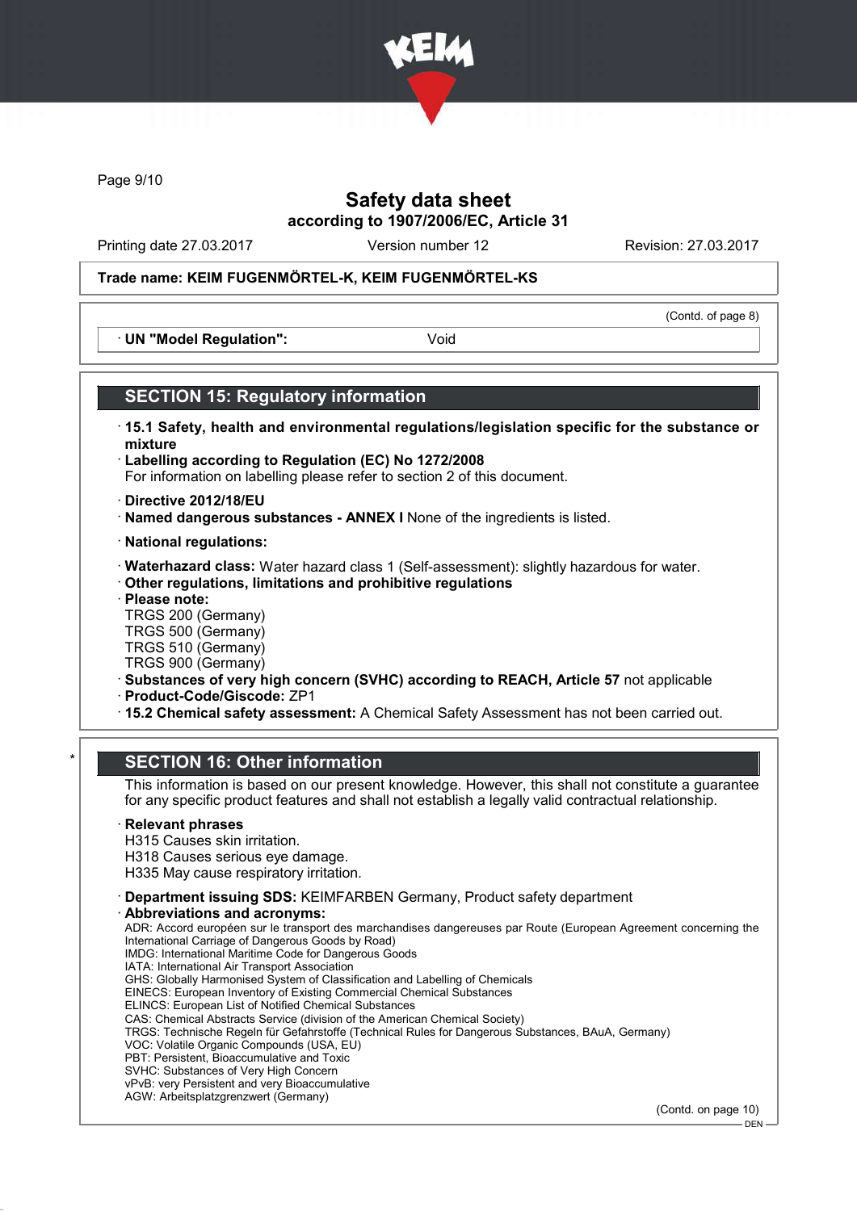## Safety data sheet
### according to 1907/2006/EC, Article 31

Printing date 27.03.2017 | Version number 12 | Revision: 27.03.2017

**Trade name: KEIM FUGENMÖRTEL-K, KEIM FUGENMÖRTEL-KS**

(Contd. of page 8)

· **UN "Model Regulation":** Void

## SECTION 15: Regulatory information

· **15.1 Safety, health and environmental regulations/legislation specific for the substance or mixture**
· **Labelling according to Regulation (EC) No 1272/2008**
For information on labelling please refer to section 2 of this document.

· **Directive 2012/18/EU**
· **Named dangerous substances - ANNEX I** None of the ingredients is listed.

· **National regulations:**

· **Waterhazard class:** Water hazard class 1 (Self-assessment): slightly hazardous for water.
· **Other regulations, limitations and prohibitive regulations**
· **Please note:**
TRGS 200 (Germany)
TRGS 500 (Germany)
TRGS 510 (Germany)
TRGS 900 (Germany)
· **Substances of very high concern (SVHC) according to REACH, Article 57** not applicable
· **Product-Code/Giscode:** ZP1
· **15.2 Chemical safety assessment:** A Chemical Safety Assessment has not been carried out.

## * SECTION 16: Other information

This information is based on our present knowledge. However, this shall not constitute a guarantee for any specific product features and shall not establish a legally valid contractual relationship.

· **Relevant phrases**
H315 Causes skin irritation.
H318 Causes serious eye damage.
H335 May cause respiratory irritation.

· **Department issuing SDS:** KEIMFARBEN Germany, Product safety department
· **Abbreviations and acronyms:**
ADR: Accord européen sur le transport des marchandises dangereuses par Route (European Agreement concerning the International Carriage of Dangerous Goods by Road)
IMDG: International Maritime Code for Dangerous Goods
IATA: International Air Transport Association
GHS: Globally Harmonised System of Classification and Labelling of Chemicals
EINECS: European Inventory of Existing Commercial Chemical Substances
ELINCS: European List of Notified Chemical Substances
CAS: Chemical Abstracts Service (division of the American Chemical Society)
TRGS: Technische Regeln für Gefahrstoffe (Technical Rules for Dangerous Substances, BAuA, Germany)
VOC: Volatile Organic Compounds (USA, EU)
PBT: Persistent, Bioaccumulative and Toxic
SVHC: Substances of Very High Concern
vPvB: very Persistent and very Bioaccumulative
AGW: Arbeitsplatzgrenzwert (Germany)

(Contd. on page 10)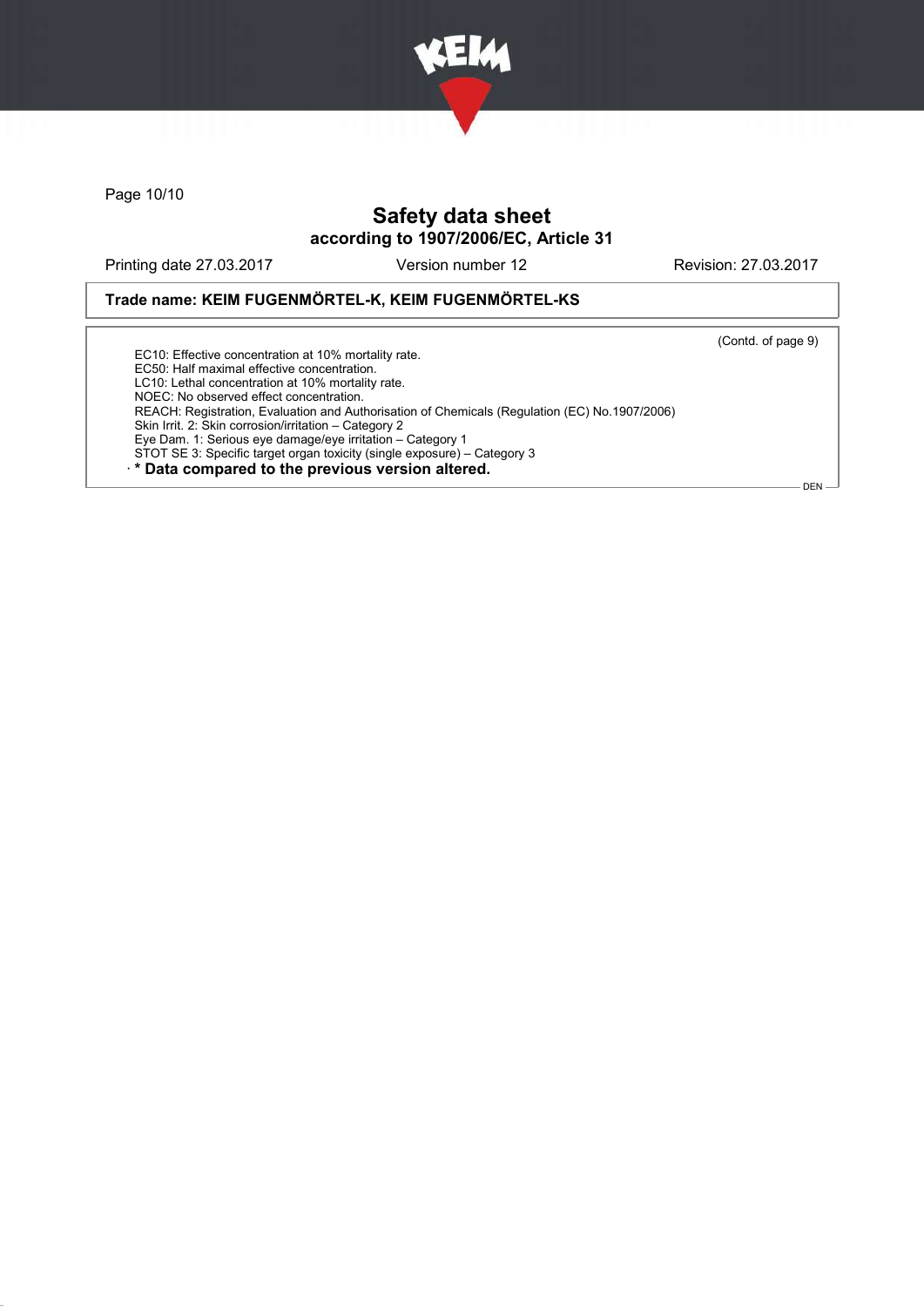(Contd. of page 9)

EC10: Effective concentration at 10% mortality rate.
EC50: Half maximal effective concentration.
LC10: Lethal concentration at 10% mortality rate.
NOEC: No observed effect concentration.
REACH: Registration, Evaluation and Authorisation of Chemicals (Regulation (EC) No.1907/2006)
Skin Irrit. 2: Skin corrosion/irritation – Category 2
Eye Dam. 1: Serious eye damage/eye irritation – Category 1
STOT SE 3: Specific target organ toxicity (single exposure) – Category 3

· **\* Data compared to the previous version altered.**

DEN